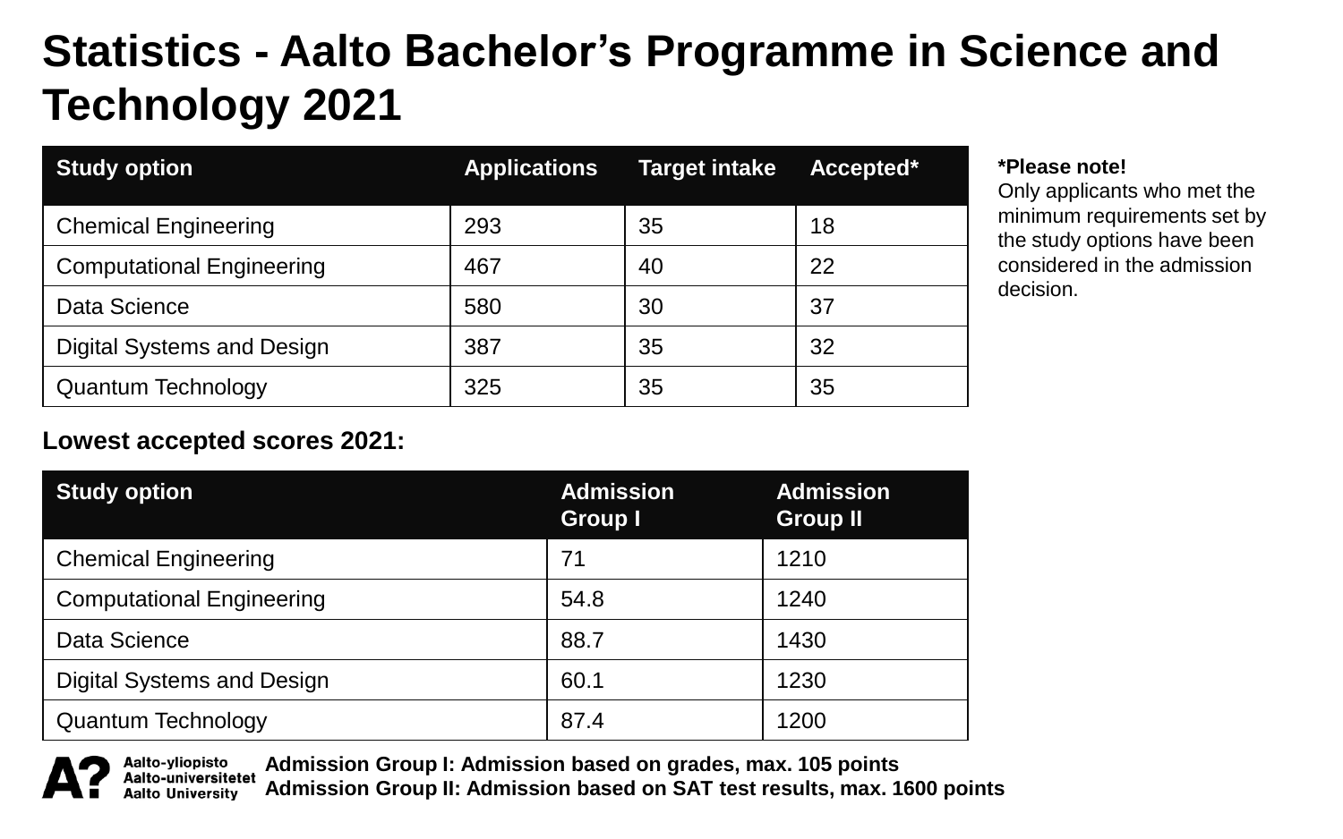# Statistics - Aalto Bachelor’s Programme in Science and Technology 2021

| Study option | Applications | Target intake | Accepted* |
|---|---|---|---|
| Chemical Engineering | 293 | 35 | 18 |
| Computational Engineering | 467 | 40 | 22 |
| Data Science | 580 | 30 | 37 |
| Digital Systems and Design | 387 | 35 | 32 |
| Quantum Technology | 325 | 35 | 35 |

**\*Please note!**
Only applicants who met the minimum requirements set by the study options have been considered in the admission decision.

**Lowest accepted scores 2021:**

| Study option | Admission Group I | Admission Group II |
|---|---|---|
| Chemical Engineering | 71 | 1210 |
| Computational Engineering | 54.8 | 1240 |
| Data Science | 88.7 | 1430 |
| Digital Systems and Design | 60.1 | 1230 |
| Quantum Technology | 87.4 | 1200 |

Aalto-yliopisto
Aalto-universitetet
Aalto University

**Admission Group I: Admission based on grades, max. 105 points**
**Admission Group II: Admission based on SAT test results, max. 1600 points**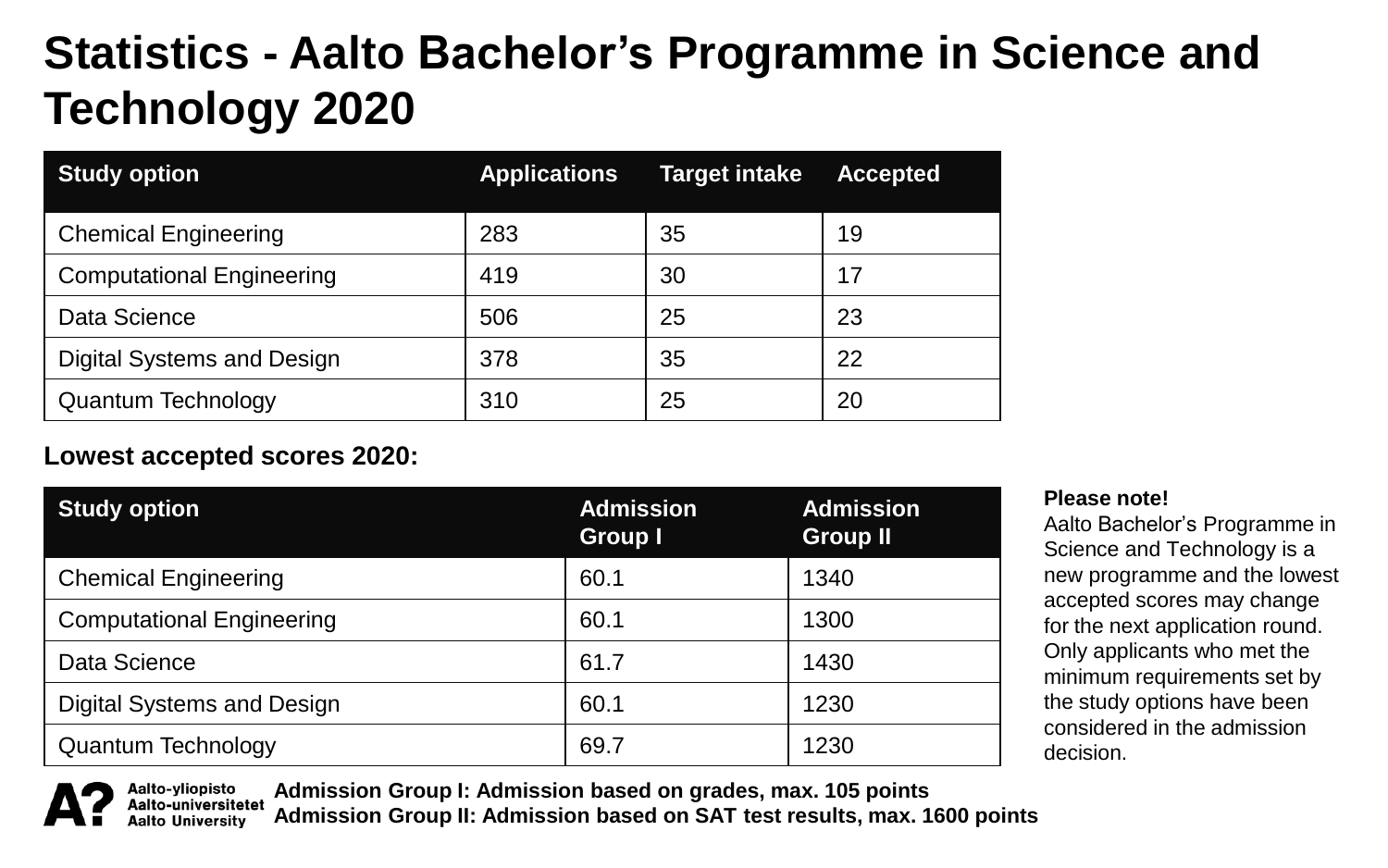# Statistics - Aalto Bachelor's Programme in Science and Technology 2020

| Study option | Applications | Target intake | Accepted |
|---|---|---|---|
| Chemical Engineering | 283 | 35 | 19 |
| Computational Engineering | 419 | 30 | 17 |
| Data Science | 506 | 25 | 23 |
| Digital Systems and Design | 378 | 35 | 22 |
| Quantum Technology | 310 | 25 | 20 |

**Lowest accepted scores 2020:**

| Study option | Admission Group I | Admission Group II |
|---|---|---|
| Chemical Engineering | 60.1 | 1340 |
| Computational Engineering | 60.1 | 1300 |
| Data Science | 61.7 | 1430 |
| Digital Systems and Design | 60.1 | 1230 |
| Quantum Technology | 69.7 | 1230 |

**Please note!**
Aalto Bachelor's Programme in Science and Technology is a new programme and the lowest accepted scores may change for the next application round. Only applicants who met the minimum requirements set by the study options have been considered in the admission decision.

Aalto-yliopisto
Aalto-universitetet
Aalto University

**Admission Group I: Admission based on grades, max. 105 points**
**Admission Group II: Admission based on SAT test results, max. 1600 points**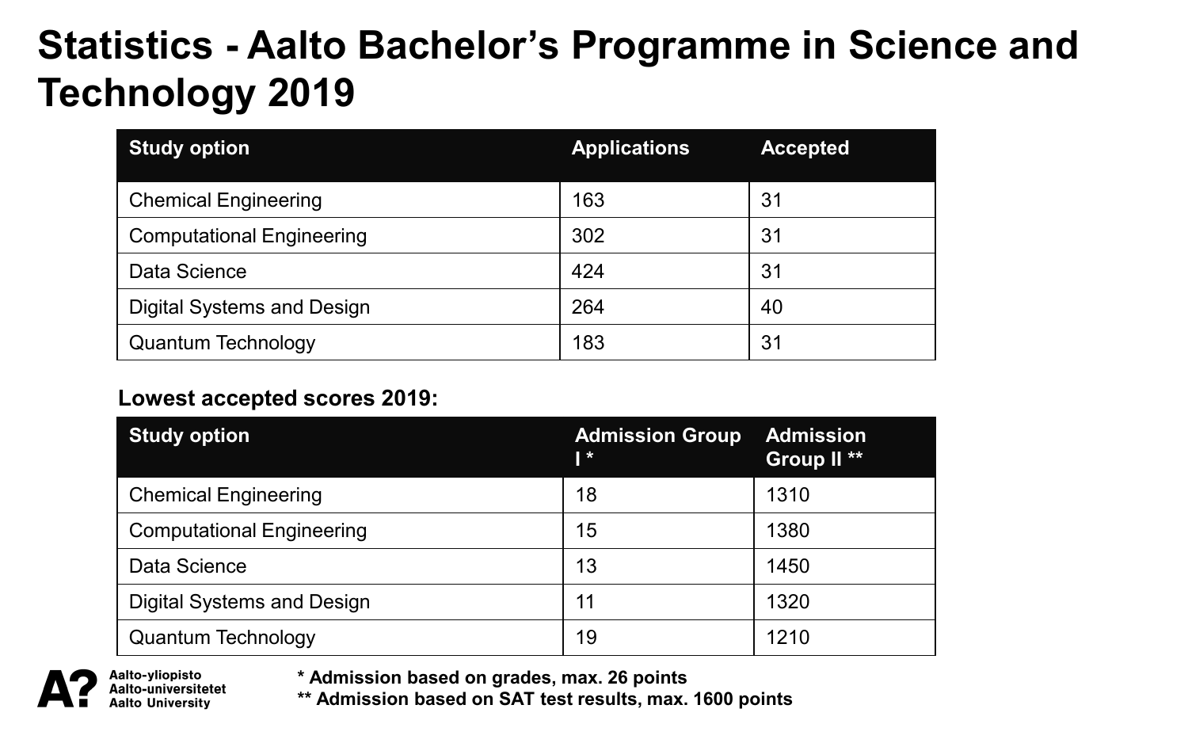# Statistics - Aalto Bachelor's Programme in Science and Technology 2019

| Study option | Applications | Accepted |
|---|---|---|
| Chemical Engineering | 163 | 31 |
| Computational Engineering | 302 | 31 |
| Data Science | 424 | 31 |
| Digital Systems and Design | 264 | 40 |
| Quantum Technology | 183 | 31 |

**Lowest accepted scores 2019:**

| Study option | Admission Group I * | Admission Group II ** |
|---|---|---|
| Chemical Engineering | 18 | 1310 |
| Computational Engineering | 15 | 1380 |
| Data Science | 13 | 1450 |
| Digital Systems and Design | 11 | 1320 |
| Quantum Technology | 19 | 1210 |

**\* Admission based on grades, max. 26 points**
**\*\* Admission based on SAT test results, max. 1600 points**

Aalto-yliopisto
Aalto-universitetet
Aalto University